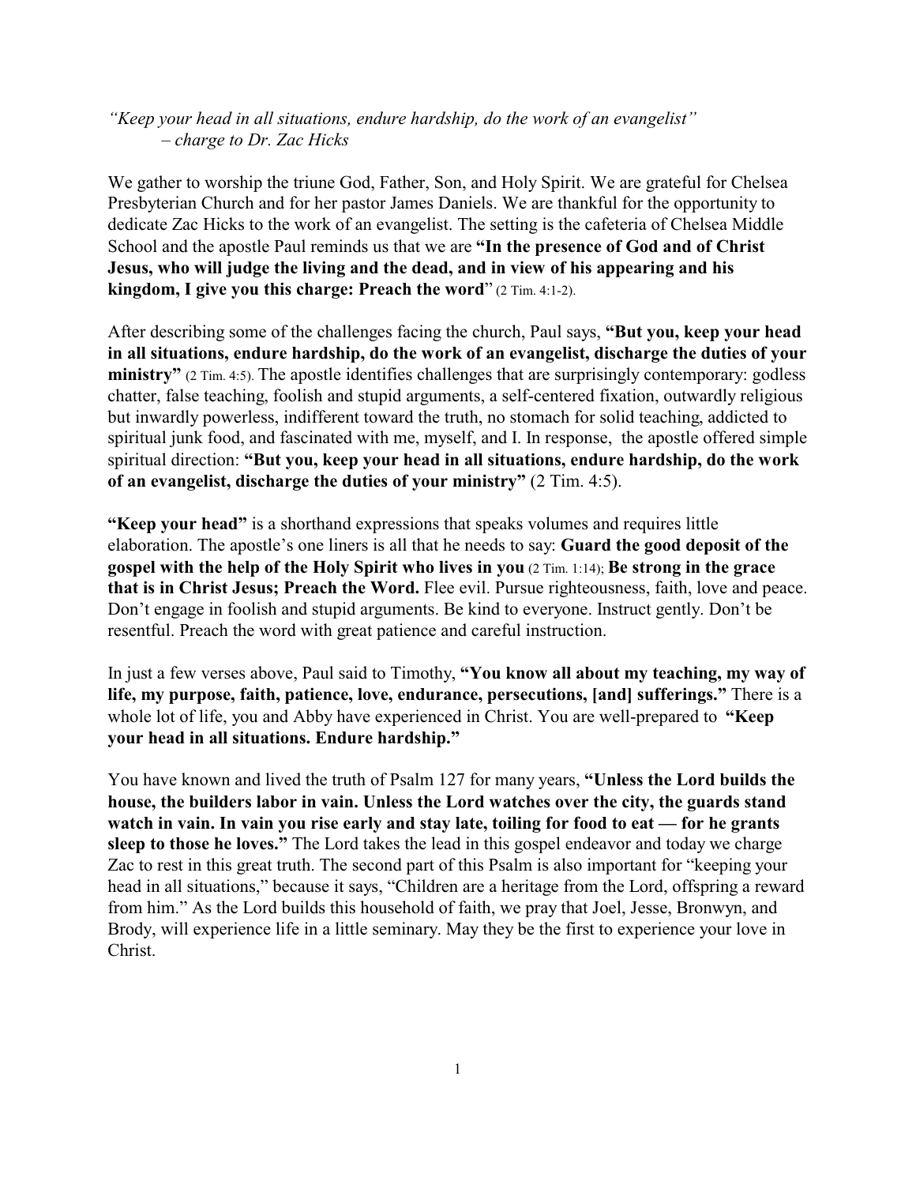*"Keep your head in all situations, endure hardship, do the work of an evangelist"*
*– charge to Dr. Zac Hicks*

We gather to worship the triune God, Father, Son, and Holy Spirit. We are grateful for Chelsea Presbyterian Church and for her pastor James Daniels. We are thankful for the opportunity to dedicate Zac Hicks to the work of an evangelist. The setting is the cafeteria of Chelsea Middle School and the apostle Paul reminds us that we are **"In the presence of God and of Christ Jesus, who will judge the living and the dead, and in view of his appearing and his kingdom, I give you this charge: Preach the word**" (2 Tim. 4:1-2).

After describing some of the challenges facing the church, Paul says, **"But you, keep your head in all situations, endure hardship, do the work of an evangelist, discharge the duties of your ministry"** (2 Tim. 4:5). The apostle identifies challenges that are surprisingly contemporary: godless chatter, false teaching, foolish and stupid arguments, a self-centered fixation, outwardly religious but inwardly powerless, indifferent toward the truth, no stomach for solid teaching, addicted to spiritual junk food, and fascinated with me, myself, and I. In response, the apostle offered simple spiritual direction: **"But you, keep your head in all situations, endure hardship, do the work of an evangelist, discharge the duties of your ministry"** (2 Tim. 4:5).

**"Keep your head"** is a shorthand expressions that speaks volumes and requires little elaboration. The apostle's one liners is all that he needs to say: **Guard the good deposit of the gospel with the help of the Holy Spirit who lives in you** (2 Tim. 1:14); **Be strong in the grace that is in Christ Jesus; Preach the Word.** Flee evil. Pursue righteousness, faith, love and peace. Don't engage in foolish and stupid arguments. Be kind to everyone. Instruct gently. Don't be resentful. Preach the word with great patience and careful instruction.

In just a few verses above, Paul said to Timothy, **"You know all about my teaching, my way of life, my purpose, faith, patience, love, endurance, persecutions, [and] sufferings."** There is a whole lot of life, you and Abby have experienced in Christ. You are well-prepared to **"Keep your head in all situations. Endure hardship."**

You have known and lived the truth of Psalm 127 for many years, **"Unless the Lord builds the house, the builders labor in vain. Unless the Lord watches over the city, the guards stand watch in vain. In vain you rise early and stay late, toiling for food to eat — for he grants sleep to those he loves."** The Lord takes the lead in this gospel endeavor and today we charge Zac to rest in this great truth. The second part of this Psalm is also important for "keeping your head in all situations," because it says, "Children are a heritage from the Lord, offspring a reward from him." As the Lord builds this household of faith, we pray that Joel, Jesse, Bronwyn, and Brody, will experience life in a little seminary. May they be the first to experience your love in Christ.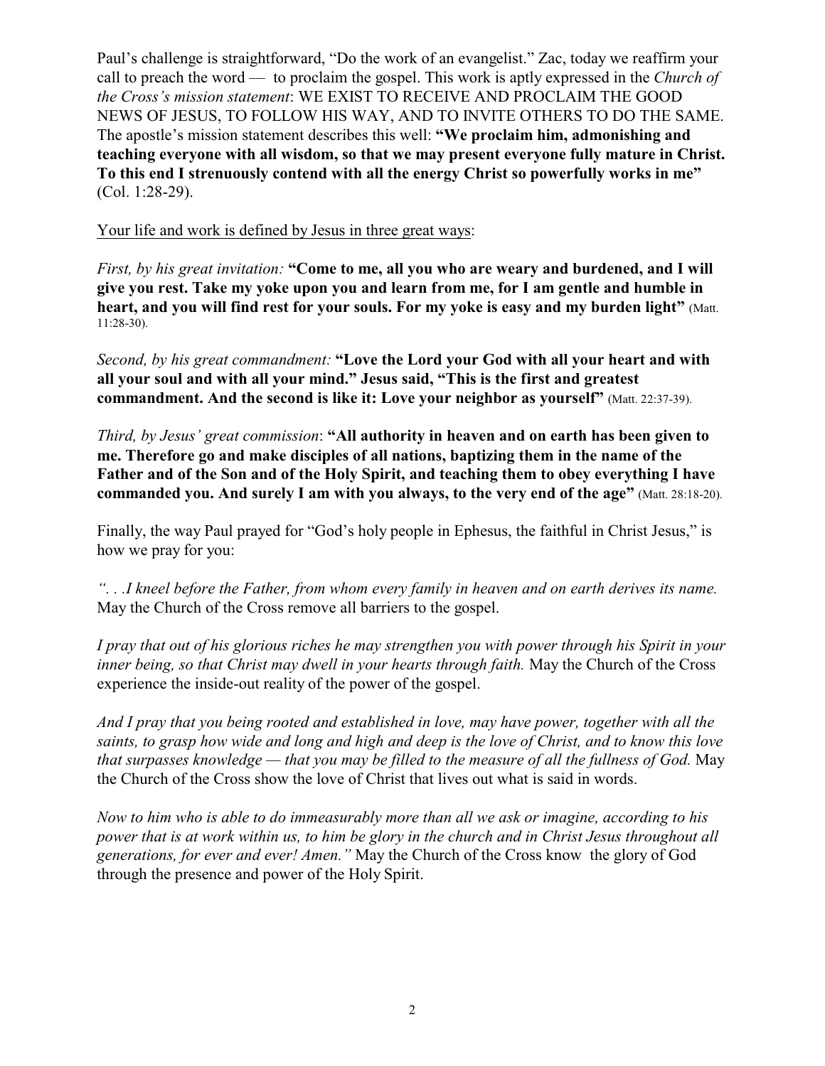Paul's challenge is straightforward, "Do the work of an evangelist." Zac, today we reaffirm your call to preach the word — to proclaim the gospel. This work is aptly expressed in the *Church of the Cross's mission statement*: WE EXIST TO RECEIVE AND PROCLAIM THE GOOD NEWS OF JESUS, TO FOLLOW HIS WAY, AND TO INVITE OTHERS TO DO THE SAME. The apostle's mission statement describes this well: **"We proclaim him, admonishing and teaching everyone with all wisdom, so that we may present everyone fully mature in Christ. To this end I strenuously contend with all the energy Christ so powerfully works in me"** (Col. 1:28-29).

Your life and work is defined by Jesus in three great ways:

*First, by his great invitation:* **"Come to me, all you who are weary and burdened, and I will give you rest. Take my yoke upon you and learn from me, for I am gentle and humble in heart, and you will find rest for your souls. For my yoke is easy and my burden light"** (Matt. 11:28-30).

*Second, by his great commandment:* **"Love the Lord your God with all your heart and with all your soul and with all your mind." Jesus said, "This is the first and greatest commandment. And the second is like it: Love your neighbor as yourself"** (Matt. 22:37-39).

*Third, by Jesus' great commission*: **"All authority in heaven and on earth has been given to me. Therefore go and make disciples of all nations, baptizing them in the name of the Father and of the Son and of the Holy Spirit, and teaching them to obey everything I have commanded you. And surely I am with you always, to the very end of the age"** (Matt. 28:18-20).

Finally, the way Paul prayed for "God's holy people in Ephesus, the faithful in Christ Jesus," is how we pray for you:

*". . .I kneel before the Father, from whom every family in heaven and on earth derives its name.* May the Church of the Cross remove all barriers to the gospel.

*I pray that out of his glorious riches he may strengthen you with power through his Spirit in your inner being, so that Christ may dwell in your hearts through faith.* May the Church of the Cross experience the inside-out reality of the power of the gospel.

*And I pray that you being rooted and established in love, may have power, together with all the saints, to grasp how wide and long and high and deep is the love of Christ, and to know this love that surpasses knowledge — that you may be filled to the measure of all the fullness of God.* May the Church of the Cross show the love of Christ that lives out what is said in words.

*Now to him who is able to do immeasurably more than all we ask or imagine, according to his power that is at work within us, to him be glory in the church and in Christ Jesus throughout all generations, for ever and ever! Amen."* May the Church of the Cross know the glory of God through the presence and power of the Holy Spirit.